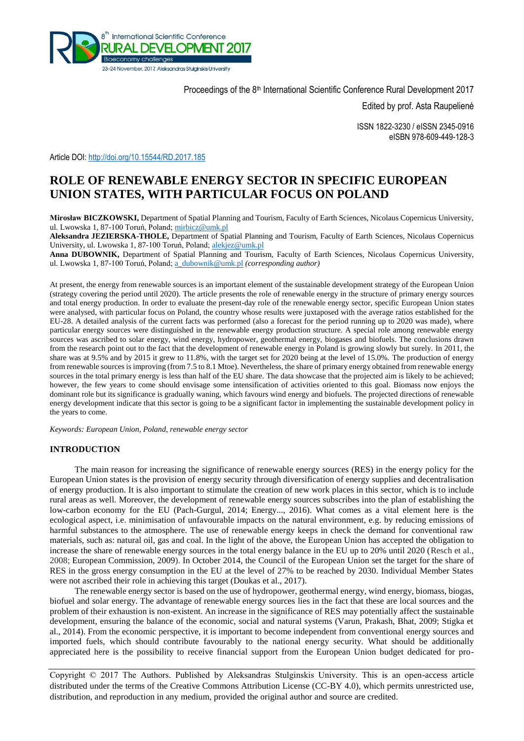Proceedings of the 8th International Scientific Conference Rural Development 2017

Edited by prof. Asta Raupelienė

ISSN 1822-3230 / eISSN 2345-0916
eISBN 978-609-449-128-3

Article DOI: http://doi.org/10.15544/RD.2017.185

# ROLE OF RENEWABLE ENERGY SECTOR IN SPECIFIC EUROPEAN UNION STATES, WITH PARTICULAR FOCUS ON POLAND

**Mirosław BICZKOWSKI,** Department of Spatial Planning and Tourism, Faculty of Earth Sciences, Nicolaus Copernicus University, ul. Lwowska 1, 87-100 Toruń, Poland; mirbicz@umk.pl

**Aleksandra JEZIERSKA-THOLE,** Department of Spatial Planning and Tourism, Faculty of Earth Sciences, Nicolaus Copernicus University, ul. Lwowska 1, 87-100 Toruń, Poland; alekjez@umk.pl

**Anna DUBOWNIK,** Department of Spatial Planning and Tourism, Faculty of Earth Sciences, Nicolaus Copernicus University, ul. Lwowska 1, 87-100 Toruń, Poland; a_dubownik@umk.pl *(corresponding author)*

At present, the energy from renewable sources is an important element of the sustainable development strategy of the European Union (strategy covering the period until 2020). The article presents the role of renewable energy in the structure of primary energy sources and total energy production. In order to evaluate the present-day role of the renewable energy sector, specific European Union states were analysed, with particular focus on Poland, the country whose results were juxtaposed with the average ratios established for the EU-28. A detailed analysis of the current facts was performed (also a forecast for the period running up to 2020 was made), where particular energy sources were distinguished in the renewable energy production structure. A special role among renewable energy sources was ascribed to solar energy, wind energy, hydropower, geothermal energy, biogases and biofuels. The conclusions drawn from the research point out to the fact that the development of renewable energy in Poland is growing slowly but surely. In 2011, the share was at 9.5% and by 2015 it grew to 11.8%, with the target set for 2020 being at the level of 15.0%. The production of energy from renewable sources is improving (from 7.5 to 8.1 Mtoe). Nevertheless, the share of primary energy obtained from renewable energy sources in the total primary energy is less than half of the EU share. The data showcase that the projected aim is likely to be achieved; however, the few years to come should envisage some intensification of activities oriented to this goal. Biomass now enjoys the dominant role but its significance is gradually waning, which favours wind energy and biofuels. The projected directions of renewable energy development indicate that this sector is going to be a significant factor in implementing the sustainable development policy in the years to come.

*Keywords: European Union, Poland, renewable energy sector*

## INTRODUCTION

The main reason for increasing the significance of renewable energy sources (RES) in the energy policy for the European Union states is the provision of energy security through diversification of energy supplies and decentralisation of energy production. It is also important to stimulate the creation of new work places in this sector, which is to include rural areas as well. Moreover, the development of renewable energy sources subscribes into the plan of establishing the low-carbon economy for the EU (Pach-Gurgul, 2014; Energy..., 2016). What comes as a vital element here is the ecological aspect, i.e. minimisation of unfavourable impacts on the natural environment, e.g. by reducing emissions of harmful substances to the atmosphere. The use of renewable energy keeps in check the demand for conventional raw materials, such as: natural oil, gas and coal. In the light of the above, the European Union has accepted the obligation to increase the share of renewable energy sources in the total energy balance in the EU up to 20% until 2020 (Resch et al., 2008; European Commission, 2009). In October 2014, the Council of the European Union set the target for the share of RES in the gross energy consumption in the EU at the level of 27% to be reached by 2030. Individual Member States were not ascribed their role in achieving this target (Doukas et al., 2017).

The renewable energy sector is based on the use of hydropower, geothermal energy, wind energy, biomass, biogas, biofuel and solar energy. The advantage of renewable energy sources lies in the fact that these are local sources and the problem of their exhaustion is non-existent. An increase in the significance of RES may potentially affect the sustainable development, ensuring the balance of the economic, social and natural systems (Varun, Prakash, Bhat, 2009; Stigka et al., 2014). From the economic perspective, it is important to become independent from conventional energy sources and imported fuels, which should contribute favourably to the national energy security. What should be additionally appreciated here is the possibility to receive financial support from the European Union budget dedicated for pro-

Copyright © 2017 The Authors. Published by Aleksandras Stulginskis University. This is an open-access article distributed under the terms of the Creative Commons Attribution License (CC-BY 4.0), which permits unrestricted use, distribution, and reproduction in any medium, provided the original author and source are credited.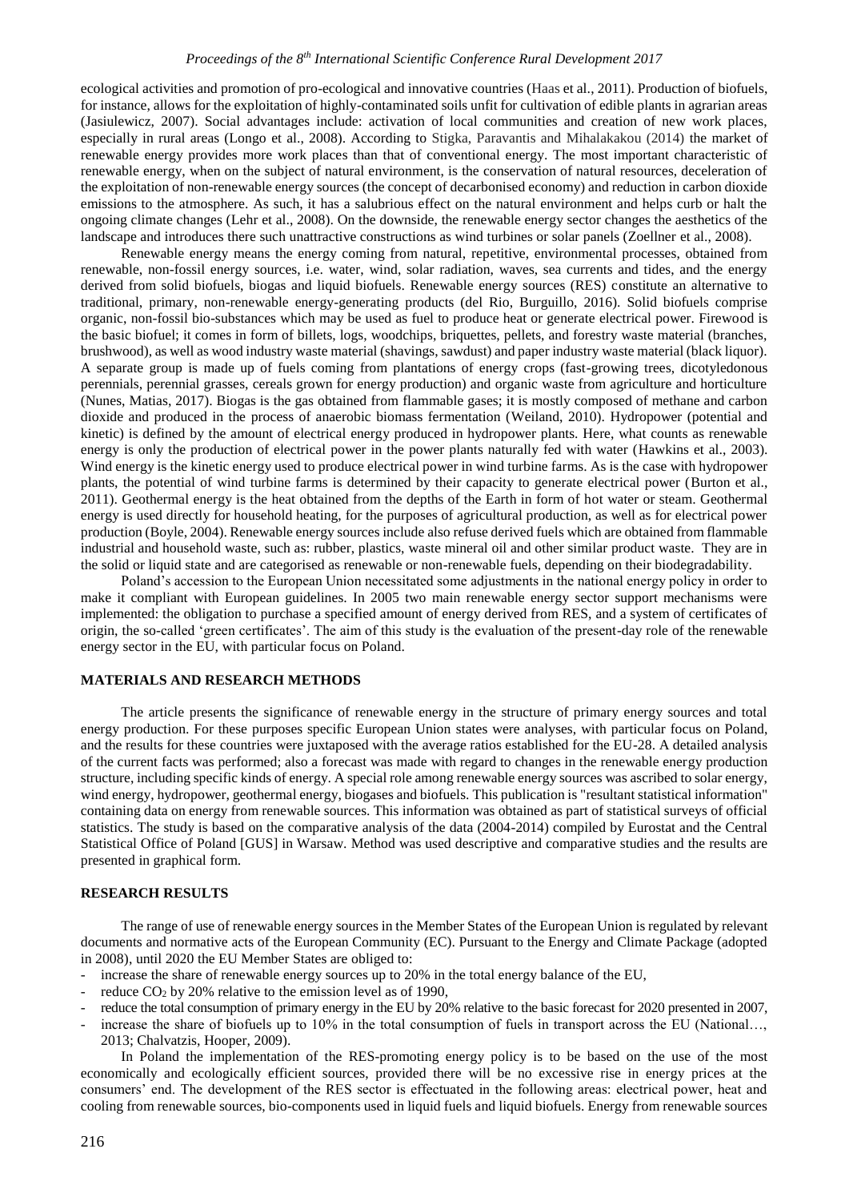ecological activities and promotion of pro-ecological and innovative countries (Haas et al., 2011). Production of biofuels, for instance, allows for the exploitation of highly-contaminated soils unfit for cultivation of edible plants in agrarian areas (Jasiulewicz, 2007). Social advantages include: activation of local communities and creation of new work places, especially in rural areas (Longo et al., 2008). According to Stigka, Paravantis and Mihalakakou (2014) the market of renewable energy provides more work places than that of conventional energy. The most important characteristic of renewable energy, when on the subject of natural environment, is the conservation of natural resources, deceleration of the exploitation of non-renewable energy sources (the concept of decarbonised economy) and reduction in carbon dioxide emissions to the atmosphere. As such, it has a salubrious effect on the natural environment and helps curb or halt the ongoing climate changes (Lehr et al., 2008). On the downside, the renewable energy sector changes the aesthetics of the landscape and introduces there such unattractive constructions as wind turbines or solar panels (Zoellner et al., 2008).

Renewable energy means the energy coming from natural, repetitive, environmental processes, obtained from renewable, non-fossil energy sources, i.e. water, wind, solar radiation, waves, sea currents and tides, and the energy derived from solid biofuels, biogas and liquid biofuels. Renewable energy sources (RES) constitute an alternative to traditional, primary, non-renewable energy-generating products (del Rio, Burguillo, 2016). Solid biofuels comprise organic, non-fossil bio-substances which may be used as fuel to produce heat or generate electrical power. Firewood is the basic biofuel; it comes in form of billets, logs, woodchips, briquettes, pellets, and forestry waste material (branches, brushwood), as well as wood industry waste material (shavings, sawdust) and paper industry waste material (black liquor). A separate group is made up of fuels coming from plantations of energy crops (fast-growing trees, dicotyledonous perennials, perennial grasses, cereals grown for energy production) and organic waste from agriculture and horticulture (Nunes, Matias, 2017). Biogas is the gas obtained from flammable gases; it is mostly composed of methane and carbon dioxide and produced in the process of anaerobic biomass fermentation (Weiland, 2010). Hydropower (potential and kinetic) is defined by the amount of electrical energy produced in hydropower plants. Here, what counts as renewable energy is only the production of electrical power in the power plants naturally fed with water (Hawkins et al., 2003). Wind energy is the kinetic energy used to produce electrical power in wind turbine farms. As is the case with hydropower plants, the potential of wind turbine farms is determined by their capacity to generate electrical power (Burton et al., 2011). Geothermal energy is the heat obtained from the depths of the Earth in form of hot water or steam. Geothermal energy is used directly for household heating, for the purposes of agricultural production, as well as for electrical power production (Boyle, 2004). Renewable energy sources include also refuse derived fuels which are obtained from flammable industrial and household waste, such as: rubber, plastics, waste mineral oil and other similar product waste. They are in the solid or liquid state and are categorised as renewable or non-renewable fuels, depending on their biodegradability.

Poland's accession to the European Union necessitated some adjustments in the national energy policy in order to make it compliant with European guidelines. In 2005 two main renewable energy sector support mechanisms were implemented: the obligation to purchase a specified amount of energy derived from RES, and a system of certificates of origin, the so-called 'green certificates'. The aim of this study is the evaluation of the present-day role of the renewable energy sector in the EU, with particular focus on Poland.

## MATERIALS AND RESEARCH METHODS

The article presents the significance of renewable energy in the structure of primary energy sources and total energy production. For these purposes specific European Union states were analyses, with particular focus on Poland, and the results for these countries were juxtaposed with the average ratios established for the EU-28. A detailed analysis of the current facts was performed; also a forecast was made with regard to changes in the renewable energy production structure, including specific kinds of energy. A special role among renewable energy sources was ascribed to solar energy, wind energy, hydropower, geothermal energy, biogases and biofuels. This publication is "resultant statistical information" containing data on energy from renewable sources. This information was obtained as part of statistical surveys of official statistics. The study is based on the comparative analysis of the data (2004-2014) compiled by Eurostat and the Central Statistical Office of Poland [GUS] in Warsaw. Method was used descriptive and comparative studies and the results are presented in graphical form.

## RESEARCH RESULTS

The range of use of renewable energy sources in the Member States of the European Union is regulated by relevant documents and normative acts of the European Community (EC). Pursuant to the Energy and Climate Package (adopted in 2008), until 2020 the EU Member States are obliged to:

- increase the share of renewable energy sources up to 20% in the total energy balance of the EU,
- reduce $CO_2$ by 20% relative to the emission level as of 1990,
- reduce the total consumption of primary energy in the EU by 20% relative to the basic forecast for 2020 presented in 2007,
- increase the share of biofuels up to 10% in the total consumption of fuels in transport across the EU (National…, 2013; Chalvatzis, Hooper, 2009).

In Poland the implementation of the RES-promoting energy policy is to be based on the use of the most economically and ecologically efficient sources, provided there will be no excessive rise in energy prices at the consumers' end. The development of the RES sector is effectuated in the following areas: electrical power, heat and cooling from renewable sources, bio-components used in liquid fuels and liquid biofuels. Energy from renewable sources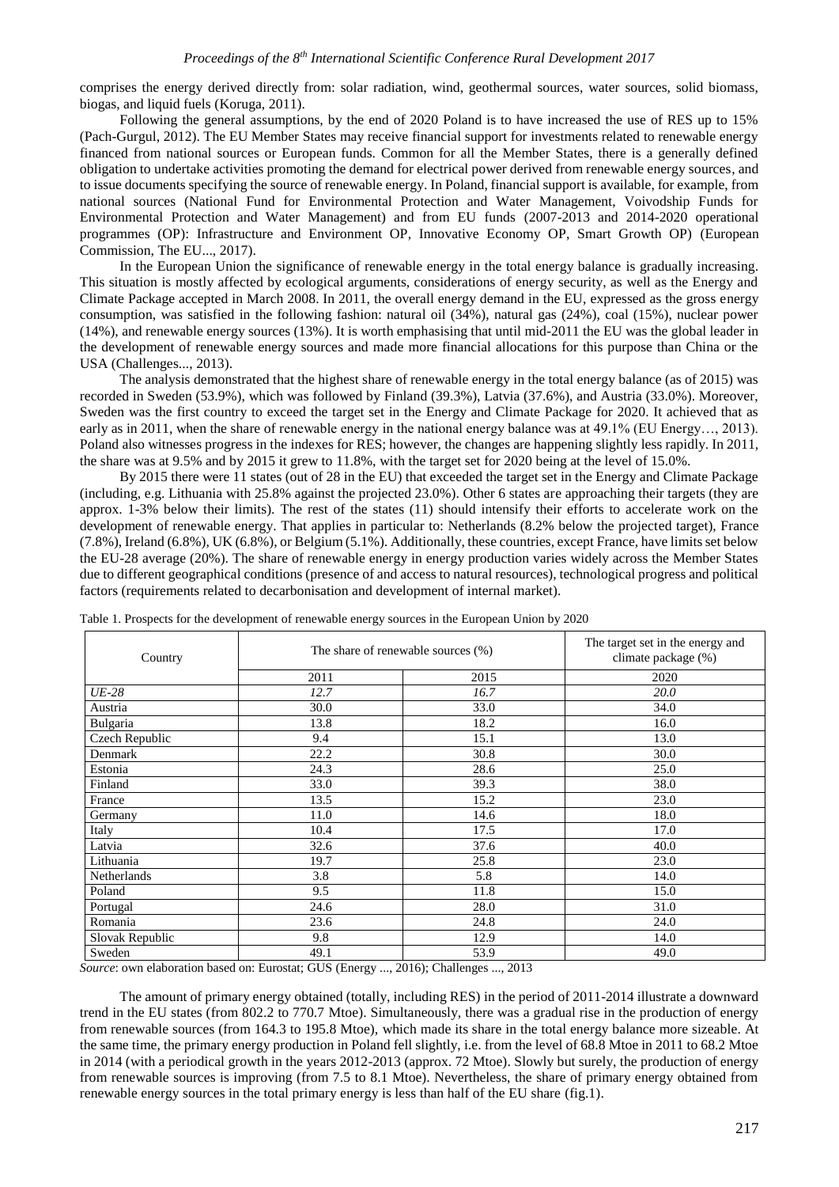comprises the energy derived directly from: solar radiation, wind, geothermal sources, water sources, solid biomass, biogas, and liquid fuels (Koruga, 2011).

Following the general assumptions, by the end of 2020 Poland is to have increased the use of RES up to 15% (Pach-Gurgul, 2012). The EU Member States may receive financial support for investments related to renewable energy financed from national sources or European funds. Common for all the Member States, there is a generally defined obligation to undertake activities promoting the demand for electrical power derived from renewable energy sources, and to issue documents specifying the source of renewable energy. In Poland, financial support is available, for example, from national sources (National Fund for Environmental Protection and Water Management, Voivodship Funds for Environmental Protection and Water Management) and from EU funds (2007-2013 and 2014-2020 operational programmes (OP): Infrastructure and Environment OP, Innovative Economy OP, Smart Growth OP) (European Commission, The EU..., 2017).

In the European Union the significance of renewable energy in the total energy balance is gradually increasing. This situation is mostly affected by ecological arguments, considerations of energy security, as well as the Energy and Climate Package accepted in March 2008. In 2011, the overall energy demand in the EU, expressed as the gross energy consumption, was satisfied in the following fashion: natural oil (34%), natural gas (24%), coal (15%), nuclear power (14%), and renewable energy sources (13%). It is worth emphasising that until mid-2011 the EU was the global leader in the development of renewable energy sources and made more financial allocations for this purpose than China or the USA (Challenges..., 2013).

The analysis demonstrated that the highest share of renewable energy in the total energy balance (as of 2015) was recorded in Sweden (53.9%), which was followed by Finland (39.3%), Latvia (37.6%), and Austria (33.0%). Moreover, Sweden was the first country to exceed the target set in the Energy and Climate Package for 2020. It achieved that as early as in 2011, when the share of renewable energy in the national energy balance was at 49.1% (EU Energy…, 2013). Poland also witnesses progress in the indexes for RES; however, the changes are happening slightly less rapidly. In 2011, the share was at 9.5% and by 2015 it grew to 11.8%, with the target set for 2020 being at the level of 15.0%.

By 2015 there were 11 states (out of 28 in the EU) that exceeded the target set in the Energy and Climate Package (including, e.g. Lithuania with 25.8% against the projected 23.0%). Other 6 states are approaching their targets (they are approx. 1-3% below their limits). The rest of the states (11) should intensify their efforts to accelerate work on the development of renewable energy. That applies in particular to: Netherlands (8.2% below the projected target), France (7.8%), Ireland (6.8%), UK (6.8%), or Belgium (5.1%). Additionally, these countries, except France, have limits set below the EU-28 average (20%). The share of renewable energy in energy production varies widely across the Member States due to different geographical conditions (presence of and access to natural resources), technological progress and political factors (requirements related to decarbonisation and development of internal market).

Table 1. Prospects for the development of renewable energy sources in the European Union by 2020

| Country | The share of renewable sources (%) | | The target set in the energy and climate package (%) |
|---|---|---|---|
| | 2011 | 2015 | 2020 |
| *UE-28* | *12.7* | *16.7* | *20.0* |
| Austria | 30.0 | 33.0 | 34.0 |
| Bulgaria | 13.8 | 18.2 | 16.0 |
| Czech Republic | 9.4 | 15.1 | 13.0 |
| Denmark | 22.2 | 30.8 | 30.0 |
| Estonia | 24.3 | 28.6 | 25.0 |
| Finland | 33.0 | 39.3 | 38.0 |
| France | 13.5 | 15.2 | 23.0 |
| Germany | 11.0 | 14.6 | 18.0 |
| Italy | 10.4 | 17.5 | 17.0 |
| Latvia | 32.6 | 37.6 | 40.0 |
| Lithuania | 19.7 | 25.8 | 23.0 |
| Netherlands | 3.8 | 5.8 | 14.0 |
| Poland | 9.5 | 11.8 | 15.0 |
| Portugal | 24.6 | 28.0 | 31.0 |
| Romania | 23.6 | 24.8 | 24.0 |
| Slovak Republic | 9.8 | 12.9 | 14.0 |
| Sweden | 49.1 | 53.9 | 49.0 |

*Source*: own elaboration based on: Eurostat; GUS (Energy ..., 2016); Challenges ..., 2013

The amount of primary energy obtained (totally, including RES) in the period of 2011-2014 illustrate a downward trend in the EU states (from 802.2 to 770.7 Mtoe). Simultaneously, there was a gradual rise in the production of energy from renewable sources (from 164.3 to 195.8 Mtoe), which made its share in the total energy balance more sizeable. At the same time, the primary energy production in Poland fell slightly, i.e. from the level of 68.8 Mtoe in 2011 to 68.2 Mtoe in 2014 (with a periodical growth in the years 2012-2013 (approx. 72 Mtoe). Slowly but surely, the production of energy from renewable sources is improving (from 7.5 to 8.1 Mtoe). Nevertheless, the share of primary energy obtained from renewable energy sources in the total primary energy is less than half of the EU share (fig.1).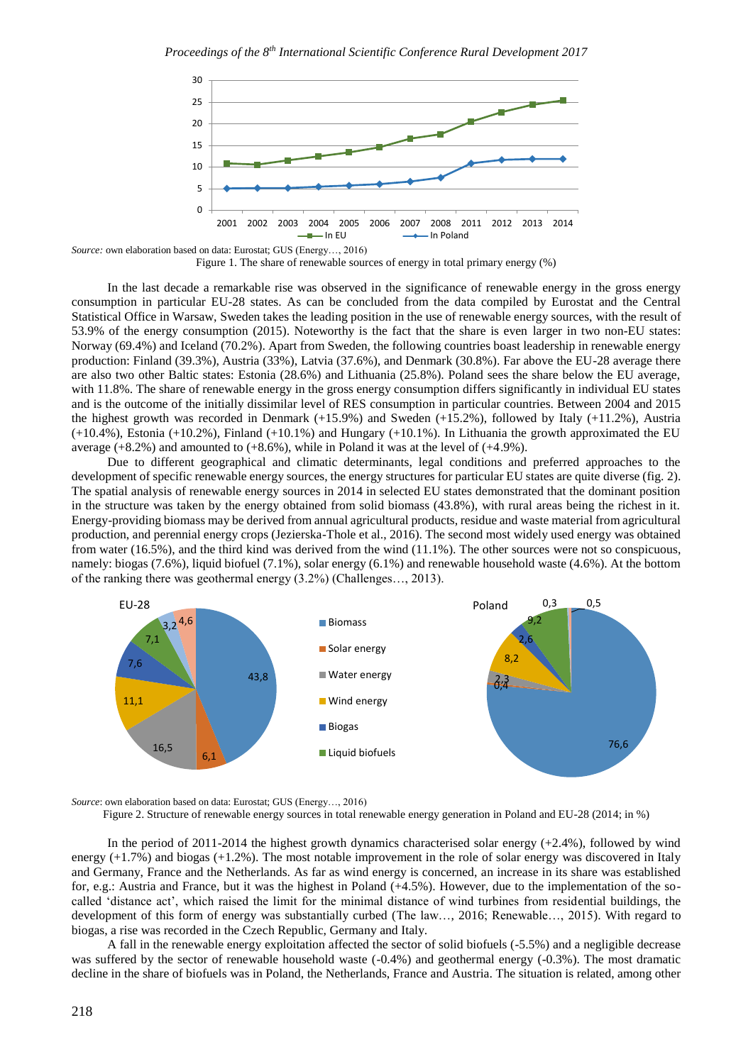*Source:* own elaboration based on data: Eurostat; GUS (Energy…, 2016)

Figure 1. The share of renewable sources of energy in total primary energy (%)

In the last decade a remarkable rise was observed in the significance of renewable energy in the gross energy consumption in particular EU-28 states. As can be concluded from the data compiled by Eurostat and the Central Statistical Office in Warsaw, Sweden takes the leading position in the use of renewable energy sources, with the result of 53.9% of the energy consumption (2015). Noteworthy is the fact that the share is even larger in two non-EU states: Norway (69.4%) and Iceland (70.2%). Apart from Sweden, the following countries boast leadership in renewable energy production: Finland (39.3%), Austria (33%), Latvia (37.6%), and Denmark (30.8%). Far above the EU-28 average there are also two other Baltic states: Estonia (28.6%) and Lithuania (25.8%). Poland sees the share below the EU average, with 11.8%. The share of renewable energy in the gross energy consumption differs significantly in individual EU states and is the outcome of the initially dissimilar level of RES consumption in particular countries. Between 2004 and 2015 the highest growth was recorded in Denmark (+15.9%) and Sweden (+15.2%), followed by Italy (+11.2%), Austria (+10.4%), Estonia (+10.2%), Finland (+10.1%) and Hungary (+10.1%). In Lithuania the growth approximated the EU average (+8.2%) and amounted to (+8.6%), while in Poland it was at the level of (+4.9%).

Due to different geographical and climatic determinants, legal conditions and preferred approaches to the development of specific renewable energy sources, the energy structures for particular EU states are quite diverse (fig. 2). The spatial analysis of renewable energy sources in 2014 in selected EU states demonstrated that the dominant position in the structure was taken by the energy obtained from solid biomass (43.8%), with rural areas being the richest in it. Energy-providing biomass may be derived from annual agricultural products, residue and waste material from agricultural production, and perennial energy crops (Jezierska-Thole et al., 2016). The second most widely used energy was obtained from water (16.5%), and the third kind was derived from the wind (11.1%). The other sources were not so conspicuous, namely: biogas (7.6%), liquid biofuel (7.1%), solar energy (6.1%) and renewable household waste (4.6%). At the bottom of the ranking there was geothermal energy (3.2%) (Challenges…, 2013).

*Source*: own elaboration based on data: Eurostat; GUS (Energy…, 2016)

Figure 2. Structure of renewable energy sources in total renewable energy generation in Poland and EU-28 (2014; in %)

In the period of 2011-2014 the highest growth dynamics characterised solar energy (+2.4%), followed by wind energy (+1.7%) and biogas (+1.2%). The most notable improvement in the role of solar energy was discovered in Italy and Germany, France and the Netherlands. As far as wind energy is concerned, an increase in its share was established for, e.g.: Austria and France, but it was the highest in Poland (+4.5%). However, due to the implementation of the so-called 'distance act', which raised the limit for the minimal distance of wind turbines from residential buildings, the development of this form of energy was substantially curbed (The law…, 2016; Renewable…, 2015). With regard to biogas, a rise was recorded in the Czech Republic, Germany and Italy.

A fall in the renewable energy exploitation affected the sector of solid biofuels (-5.5%) and a negligible decrease was suffered by the sector of renewable household waste (-0.4%) and geothermal energy (-0.3%). The most dramatic decline in the share of biofuels was in Poland, the Netherlands, France and Austria. The situation is related, among other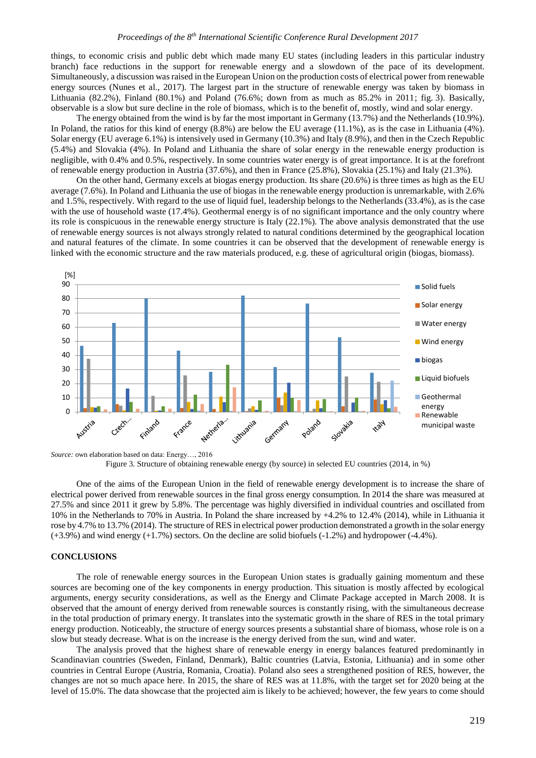things, to economic crisis and public debt which made many EU states (including leaders in this particular industry branch) face reductions in the support for renewable energy and a slowdown of the pace of its development. Simultaneously, a discussion was raised in the European Union on the production costs of electrical power from renewable energy sources (Nunes et al., 2017). The largest part in the structure of renewable energy was taken by biomass in Lithuania (82.2%), Finland (80.1%) and Poland (76.6%; down from as much as 85.2% in 2011; fig. 3). Basically, observable is a slow but sure decline in the role of biomass, which is to the benefit of, mostly, wind and solar energy.

The energy obtained from the wind is by far the most important in Germany (13.7%) and the Netherlands (10.9%). In Poland, the ratios for this kind of energy (8.8%) are below the EU average (11.1%), as is the case in Lithuania (4%). Solar energy (EU average 6.1%) is intensively used in Germany (10.3%) and Italy (8.9%), and then in the Czech Republic (5.4%) and Slovakia (4%). In Poland and Lithuania the share of solar energy in the renewable energy production is negligible, with 0.4% and 0.5%, respectively. In some countries water energy is of great importance. It is at the forefront of renewable energy production in Austria (37.6%), and then in France (25.8%), Slovakia (25.1%) and Italy (21.3%).

On the other hand, Germany excels at biogas energy production. Its share (20.6%) is three times as high as the EU average (7.6%). In Poland and Lithuania the use of biogas in the renewable energy production is unremarkable, with 2.6% and 1.5%, respectively. With regard to the use of liquid fuel, leadership belongs to the Netherlands (33.4%), as is the case with the use of household waste (17.4%). Geothermal energy is of no significant importance and the only country where its role is conspicuous in the renewable energy structure is Italy (22.1%). The above analysis demonstrated that the use of renewable energy sources is not always strongly related to natural conditions determined by the geographical location and natural features of the climate. In some countries it can be observed that the development of renewable energy is linked with the economic structure and the raw materials produced, e.g. these of agricultural origin (biogas, biomass).

*Source:* own elaboration based on data: Energy…, 2016

Figure 3. Structure of obtaining renewable energy (by source) in selected EU countries (2014, in %)

One of the aims of the European Union in the field of renewable energy development is to increase the share of electrical power derived from renewable sources in the final gross energy consumption. In 2014 the share was measured at 27.5% and since 2011 it grew by 5.8%. The percentage was highly diversified in individual countries and oscillated from 10% in the Netherlands to 70% in Austria. In Poland the share increased by +4.2% to 12.4% (2014), while in Lithuania it rose by 4.7% to 13.7% (2014). The structure of RES in electrical power production demonstrated a growth in the solar energy (+3.9%) and wind energy (+1.7%) sectors. On the decline are solid biofuels (-1.2%) and hydropower (-4.4%).

## CONCLUSIONS

The role of renewable energy sources in the European Union states is gradually gaining momentum and these sources are becoming one of the key components in energy production. This situation is mostly affected by ecological arguments, energy security considerations, as well as the Energy and Climate Package accepted in March 2008. It is observed that the amount of energy derived from renewable sources is constantly rising, with the simultaneous decrease in the total production of primary energy. It translates into the systematic growth in the share of RES in the total primary energy production. Noticeably, the structure of energy sources presents a substantial share of biomass, whose role is on a slow but steady decrease. What is on the increase is the energy derived from the sun, wind and water.

The analysis proved that the highest share of renewable energy in energy balances featured predominantly in Scandinavian countries (Sweden, Finland, Denmark), Baltic countries (Latvia, Estonia, Lithuania) and in some other countries in Central Europe (Austria, Romania, Croatia). Poland also sees a strengthened position of RES, however, the changes are not so much apace here. In 2015, the share of RES was at 11.8%, with the target set for 2020 being at the level of 15.0%. The data showcase that the projected aim is likely to be achieved; however, the few years to come should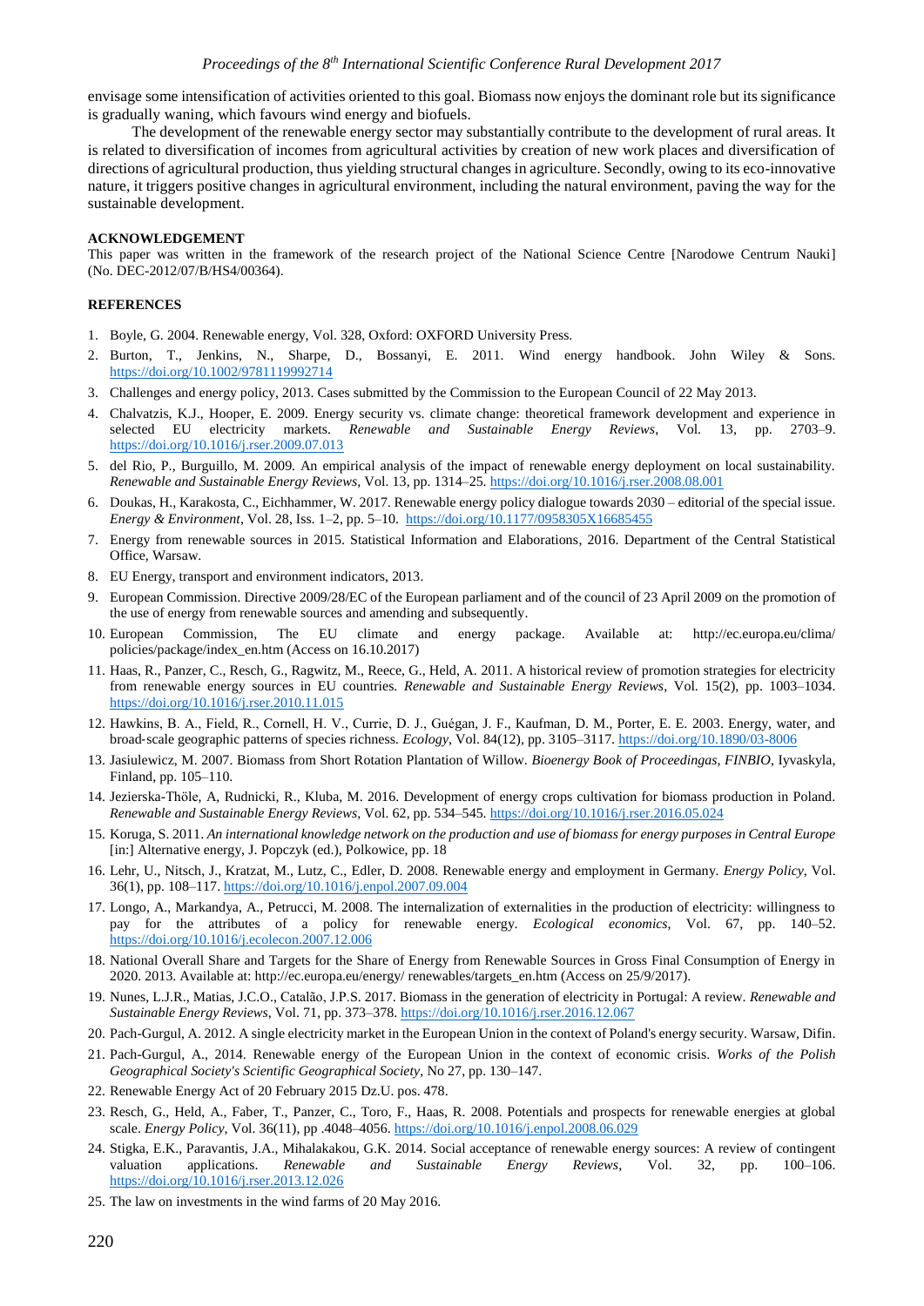envisage some intensification of activities oriented to this goal. Biomass now enjoys the dominant role but its significance is gradually waning, which favours wind energy and biofuels.

The development of the renewable energy sector may substantially contribute to the development of rural areas. It is related to diversification of incomes from agricultural activities by creation of new work places and diversification of directions of agricultural production, thus yielding structural changes in agriculture. Secondly, owing to its eco-innovative nature, it triggers positive changes in agricultural environment, including the natural environment, paving the way for the sustainable development.

## ACKNOWLEDGEMENT

This paper was written in the framework of the research project of the National Science Centre [Narodowe Centrum Nauki] (No. DEC-2012/07/B/HS4/00364).

## REFERENCES

1. Boyle, G. 2004. Renewable energy, Vol. 328, Oxford: OXFORD University Press.
2. Burton, T., Jenkins, N., Sharpe, D., Bossanyi, E. 2011. Wind energy handbook. John Wiley & Sons. https://doi.org/10.1002/9781119992714
3. Challenges and energy policy, 2013. Cases submitted by the Commission to the European Council of 22 May 2013.
4. Chalvatzis, K.J., Hooper, E. 2009. Energy security vs. climate change: theoretical framework development and experience in selected EU electricity markets. *Renewable and Sustainable Energy Reviews*, Vol. 13, pp. 2703–9. https://doi.org/10.1016/j.rser.2009.07.013
5. del Rio, P., Burguillo, M. 2009. An empirical analysis of the impact of renewable energy deployment on local sustainability. *Renewable and Sustainable Energy Reviews*, Vol. 13, pp. 1314–25. https://doi.org/10.1016/j.rser.2008.08.001
6. Doukas, H., Karakosta, C., Eichhammer, W. 2017. Renewable energy policy dialogue towards 2030 – editorial of the special issue. *Energy & Environment*, Vol. 28, Iss. 1–2, pp. 5–10. https://doi.org/10.1177/0958305X16685455
7. Energy from renewable sources in 2015. Statistical Information and Elaborations, 2016. Department of the Central Statistical Office, Warsaw.
8. EU Energy, transport and environment indicators, 2013.
9. European Commission. Directive 2009/28/EC of the European parliament and of the council of 23 April 2009 on the promotion of the use of energy from renewable sources and amending and subsequently.
10. European Commission, The EU climate and energy package. Available at: http://ec.europa.eu/clima/policies/package/index_en.htm (Access on 16.10.2017)
11. Haas, R., Panzer, C., Resch, G., Ragwitz, M., Reece, G., Held, A. 2011. A historical review of promotion strategies for electricity from renewable energy sources in EU countries. *Renewable and Sustainable Energy Reviews*, Vol. 15(2), pp. 1003–1034. https://doi.org/10.1016/j.rser.2010.11.015
12. Hawkins, B. A., Field, R., Cornell, H. V., Currie, D. J., Guégan, J. F., Kaufman, D. M., Porter, E. E. 2003. Energy, water, and broad‐scale geographic patterns of species richness. *Ecology*, Vol. 84(12), pp. 3105–3117. https://doi.org/10.1890/03-8006
13. Jasiulewicz, M. 2007. Biomass from Short Rotation Plantation of Willow. *Bioenergy Book of Proceedingas, FINBIO*, Iyvaskyla, Finland, pp. 105–110.
14. Jezierska-Thöle, A, Rudnicki, R., Kluba, M. 2016. Development of energy crops cultivation for biomass production in Poland. *Renewable and Sustainable Energy Reviews*, Vol. 62, pp. 534–545. https://doi.org/10.1016/j.rser.2016.05.024
15. Koruga, S. 2011. *An international knowledge network on the production and use of biomass for energy purposes in Central Europe* [in:] Alternative energy, J. Popczyk (ed.), Polkowice, pp. 18
16. Lehr, U., Nitsch, J., Kratzat, M., Lutz, C., Edler, D. 2008. Renewable energy and employment in Germany. *Energy Policy*, Vol. 36(1), pp. 108–117. https://doi.org/10.1016/j.enpol.2007.09.004
17. Longo, A., Markandya, A., Petrucci, M. 2008. The internalization of externalities in the production of electricity: willingness to pay for the attributes of a policy for renewable energy. *Ecological economics*, Vol. 67, pp. 140–52. https://doi.org/10.1016/j.ecolecon.2007.12.006
18. National Overall Share and Targets for the Share of Energy from Renewable Sources in Gross Final Consumption of Energy in 2020. 2013. Available at: http://ec.europa.eu/energy/ renewables/targets_en.htm (Access on 25/9/2017).
19. Nunes, L.J.R., Matias, J.C.O., Catalão, J.P.S. 2017. Biomass in the generation of electricity in Portugal: A review. *Renewable and Sustainable Energy Reviews*, Vol. 71, pp. 373–378. https://doi.org/10.1016/j.rser.2016.12.067
20. Pach-Gurgul, A. 2012. A single electricity market in the European Union in the context of Poland's energy security. Warsaw, Difin.
21. Pach-Gurgul, A., 2014. Renewable energy of the European Union in the context of economic crisis. *Works of the Polish Geographical Society's Scientific Geographical Society*, No 27, pp. 130–147.
22. Renewable Energy Act of 20 February 2015 Dz.U. pos. 478.
23. Resch, G., Held, A., Faber, T., Panzer, C., Toro, F., Haas, R. 2008. Potentials and prospects for renewable energies at global scale. *Energy Policy*, Vol. 36(11), pp .4048–4056. https://doi.org/10.1016/j.enpol.2008.06.029
24. Stigka, E.K., Paravantis, J.A., Mihalakakou, G.K. 2014. Social acceptance of renewable energy sources: A review of contingent valuation applications. *Renewable and Sustainable Energy Reviews*, Vol. 32, pp. 100–106. https://doi.org/10.1016/j.rser.2013.12.026
25. The law on investments in the wind farms of 20 May 2016.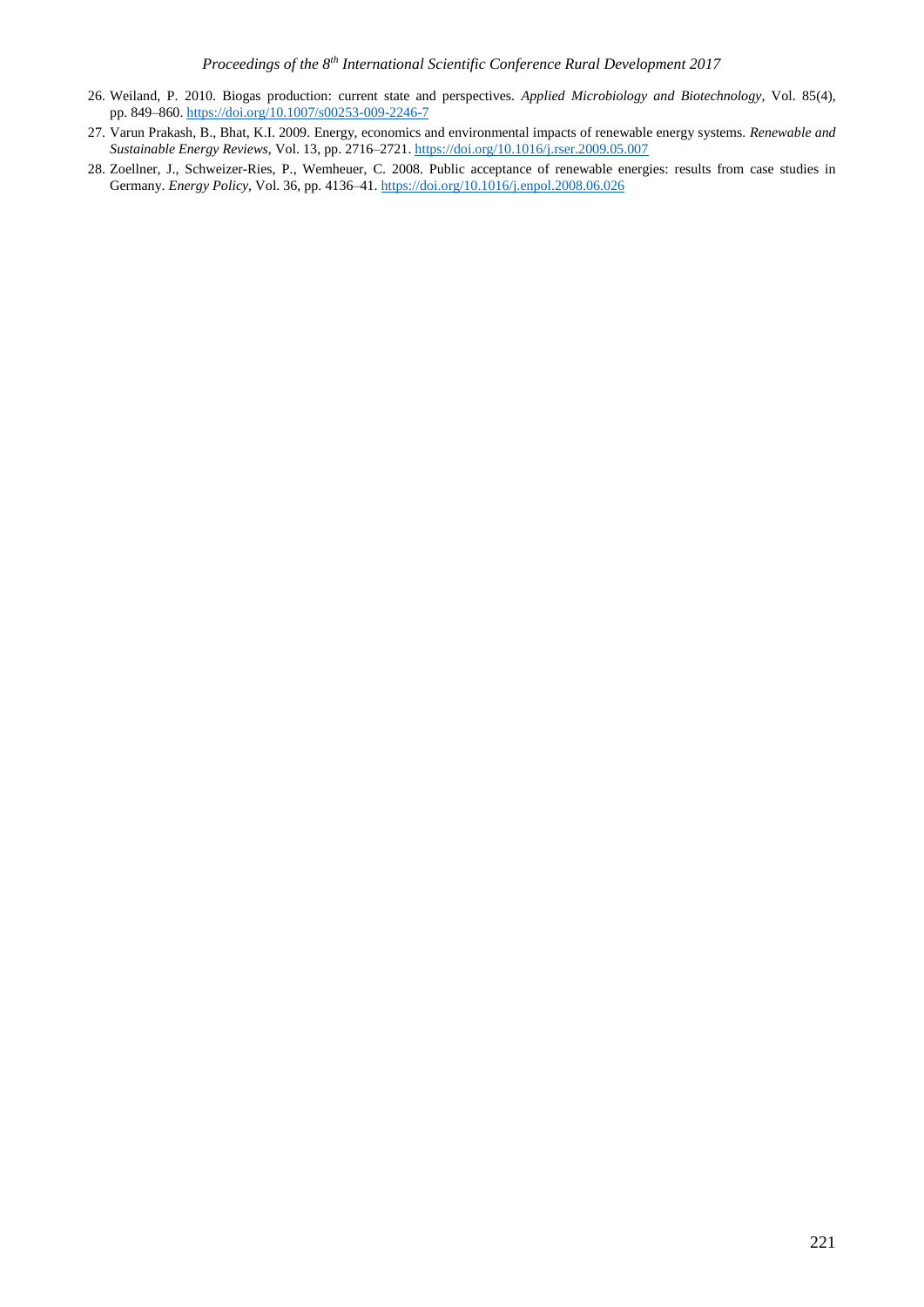26. Weiland, P. 2010. Biogas production: current state and perspectives. *Applied Microbiology and Biotechnology*, Vol. 85(4), pp. 849–860. https://doi.org/10.1007/s00253-009-2246-7
27. Varun Prakash, B., Bhat, K.I. 2009. Energy, economics and environmental impacts of renewable energy systems. *Renewable and Sustainable Energy Reviews*, Vol. 13, pp. 2716–2721. https://doi.org/10.1016/j.rser.2009.05.007
28. Zoellner, J., Schweizer-Ries, P., Wemheuer, C. 2008. Public acceptance of renewable energies: results from case studies in Germany. *Energy Policy*, Vol. 36, pp. 4136–41. https://doi.org/10.1016/j.enpol.2008.06.026